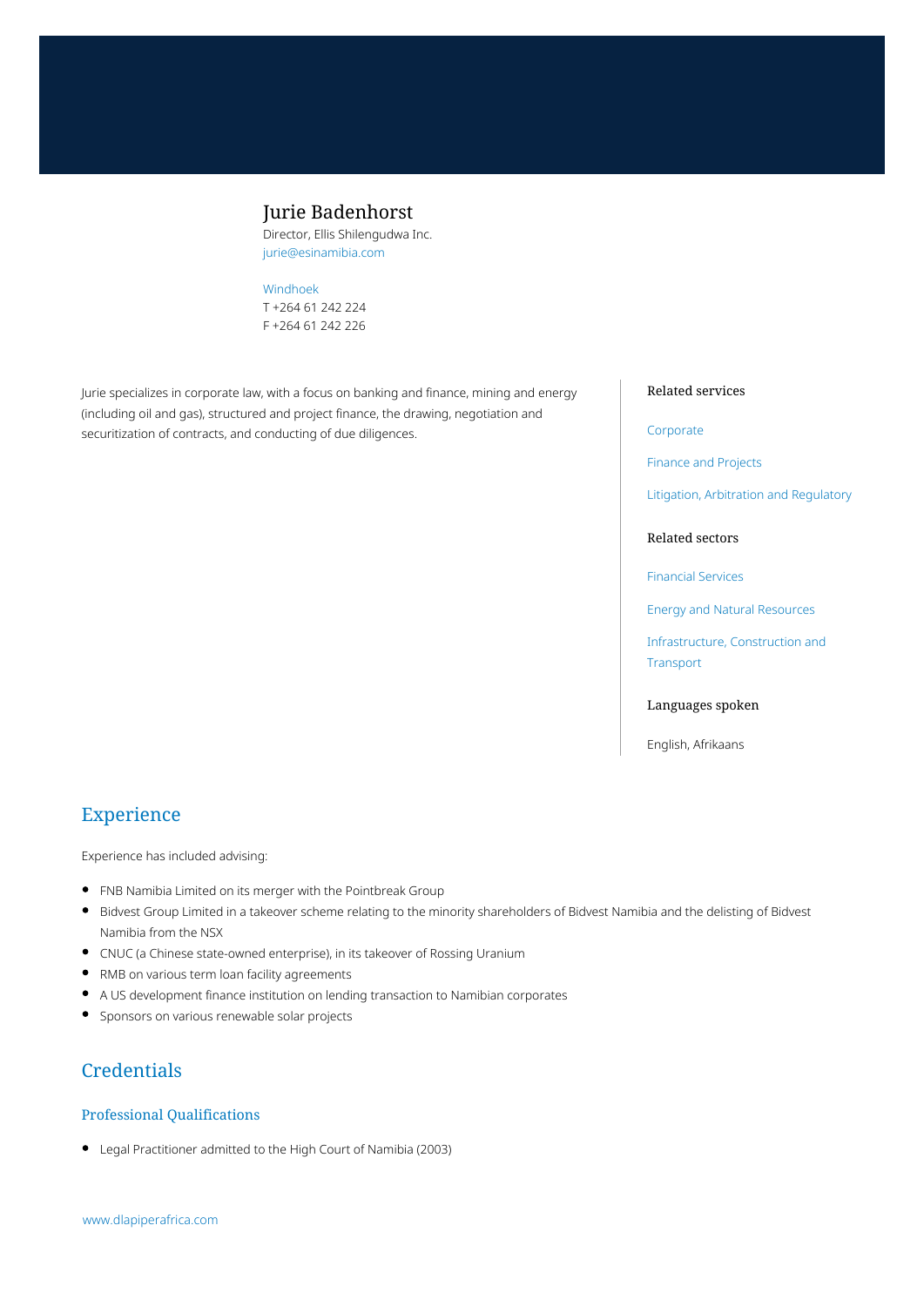# Jurie Badenhorst

Director, Ellis Shilengudwa Inc.
jurie@esinamibia.com

Windhoek
T +264 61 242 224
F +264 61 242 226

Jurie specializes in corporate law, with a focus on banking and finance, mining and energy (including oil and gas), structured and project finance, the drawing, negotiation and securitization of contracts, and conducting of due diligences.

### Related services

Corporate

Finance and Projects

Litigation, Arbitration and Regulatory

### Related sectors

Financial Services

Energy and Natural Resources

Infrastructure, Construction and Transport

### Languages spoken

English, Afrikaans

## Experience

Experience has included advising:

- FNB Namibia Limited on its merger with the Pointbreak Group
- Bidvest Group Limited in a takeover scheme relating to the minority shareholders of Bidvest Namibia and the delisting of Bidvest Namibia from the NSX
- CNUC (a Chinese state-owned enterprise), in its takeover of Rossing Uranium
- RMB on various term loan facility agreements
- A US development finance institution on lending transaction to Namibian corporates
- Sponsors on various renewable solar projects

## Credentials

### Professional Qualifications

- Legal Practitioner admitted to the High Court of Namibia (2003)

www.dlapiperafrica.com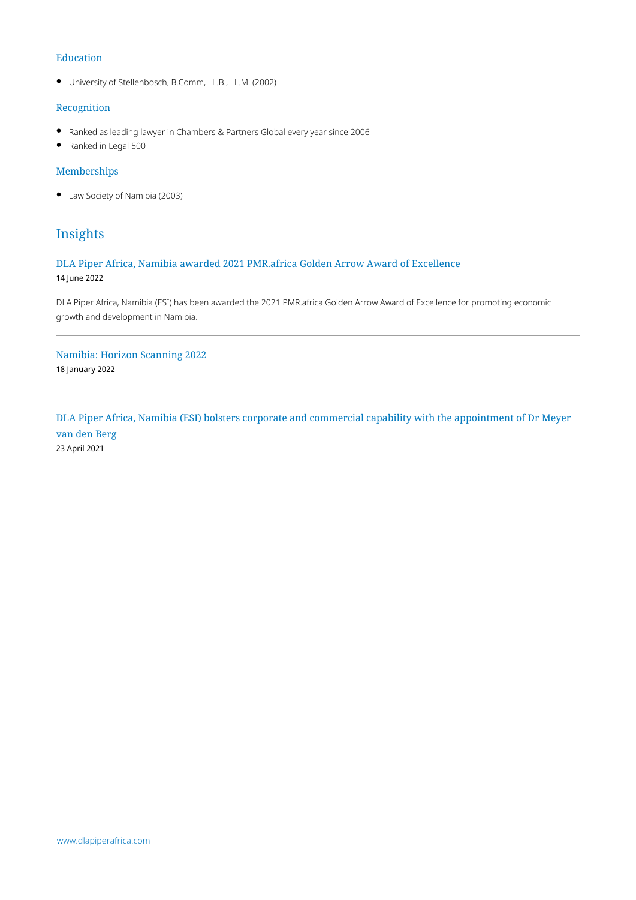### Education

- University of Stellenbosch, B.Comm, LL.B., LL.M. (2002)

### Recognition

- Ranked as leading lawyer in Chambers & Partners Global every year since 2006
- Ranked in Legal 500

### Memberships

- Law Society of Namibia (2003)

## Insights

### DLA Piper Africa, Namibia awarded 2021 PMR.africa Golden Arrow Award of Excellence

14 June 2022

DLA Piper Africa, Namibia (ESI) has been awarded the 2021 PMR.africa Golden Arrow Award of Excellence for promoting economic growth and development in Namibia.

---

### Namibia: Horizon Scanning 2022

18 January 2022

---

### DLA Piper Africa, Namibia (ESI) bolsters corporate and commercial capability with the appointment of Dr Meyer van den Berg

23 April 2021

www.dlapiperafrica.com